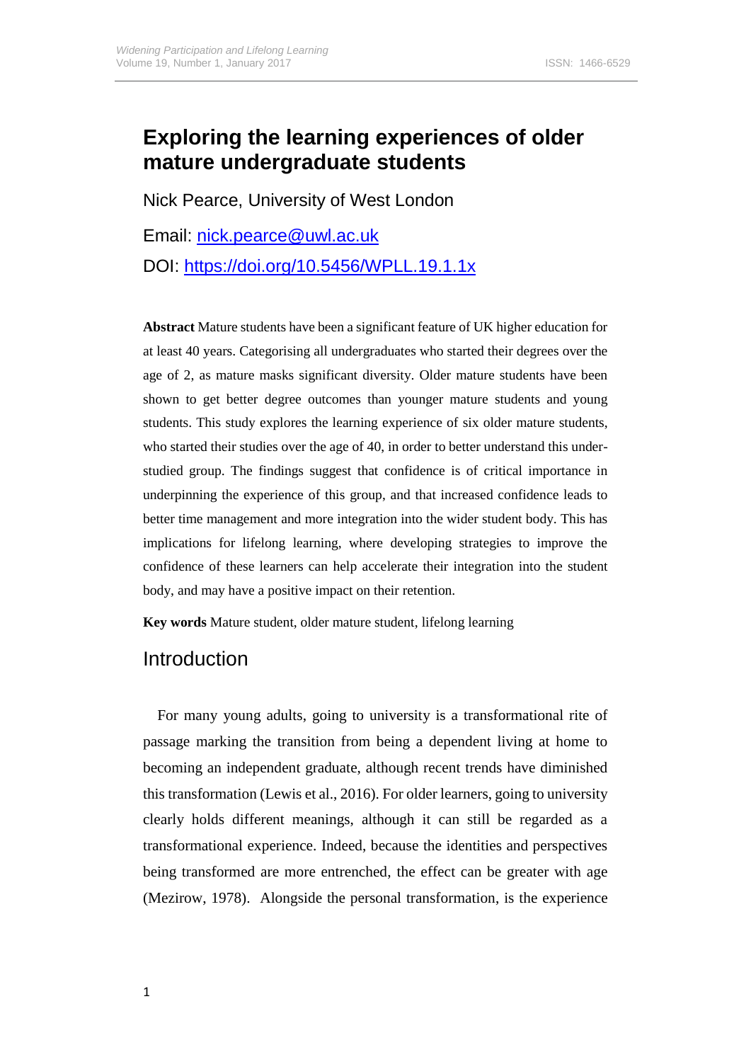# Exploring the learning experiences of older mature undergraduate students

Nick Pearce, University of West London

Email: nick.pearce@uwl.ac.uk

DOI: https://doi.org/10.5456/WPLL.19.1.1x

**Abstract** Mature students have been a significant feature of UK higher education for at least 40 years. Categorising all undergraduates who started their degrees over the age of 2, as mature masks significant diversity. Older mature students have been shown to get better degree outcomes than younger mature students and young students. This study explores the learning experience of six older mature students, who started their studies over the age of 40, in order to better understand this under-studied group. The findings suggest that confidence is of critical importance in underpinning the experience of this group, and that increased confidence leads to better time management and more integration into the wider student body. This has implications for lifelong learning, where developing strategies to improve the confidence of these learners can help accelerate their integration into the student body, and may have a positive impact on their retention.

**Key words** Mature student, older mature student, lifelong learning

## Introduction

For many young adults, going to university is a transformational rite of passage marking the transition from being a dependent living at home to becoming an independent graduate, although recent trends have diminished this transformation (Lewis et al., 2016). For older learners, going to university clearly holds different meanings, although it can still be regarded as a transformational experience. Indeed, because the identities and perspectives being transformed are more entrenched, the effect can be greater with age (Mezirow, 1978). Alongside the personal transformation, is the experience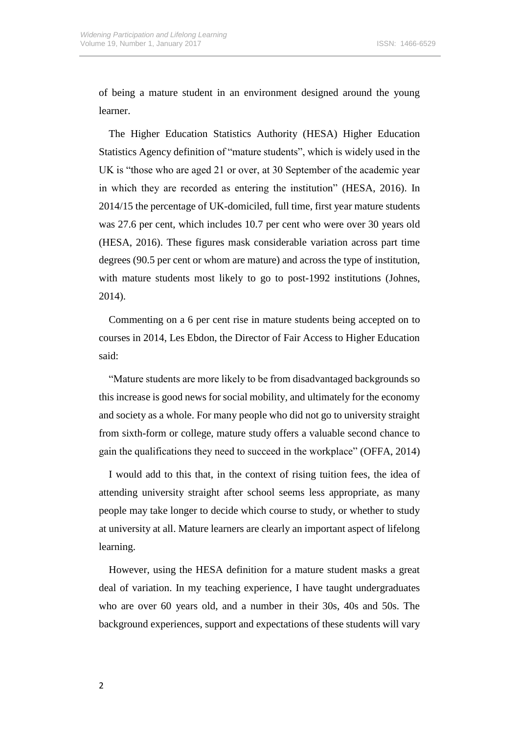of being a mature student in an environment designed around the young learner.

The Higher Education Statistics Authority (HESA) Higher Education Statistics Agency definition of "mature students", which is widely used in the UK is "those who are aged 21 or over, at 30 September of the academic year in which they are recorded as entering the institution" (HESA, 2016). In 2014/15 the percentage of UK-domiciled, full time, first year mature students was 27.6 per cent, which includes 10.7 per cent who were over 30 years old (HESA, 2016). These figures mask considerable variation across part time degrees (90.5 per cent or whom are mature) and across the type of institution, with mature students most likely to go to post-1992 institutions (Johnes, 2014).

Commenting on a 6 per cent rise in mature students being accepted on to courses in 2014, Les Ebdon, the Director of Fair Access to Higher Education said:

"Mature students are more likely to be from disadvantaged backgrounds so this increase is good news for social mobility, and ultimately for the economy and society as a whole. For many people who did not go to university straight from sixth-form or college, mature study offers a valuable second chance to gain the qualifications they need to succeed in the workplace" (OFFA, 2014)

I would add to this that, in the context of rising tuition fees, the idea of attending university straight after school seems less appropriate, as many people may take longer to decide which course to study, or whether to study at university at all. Mature learners are clearly an important aspect of lifelong learning.

However, using the HESA definition for a mature student masks a great deal of variation. In my teaching experience, I have taught undergraduates who are over 60 years old, and a number in their 30s, 40s and 50s. The background experiences, support and expectations of these students will vary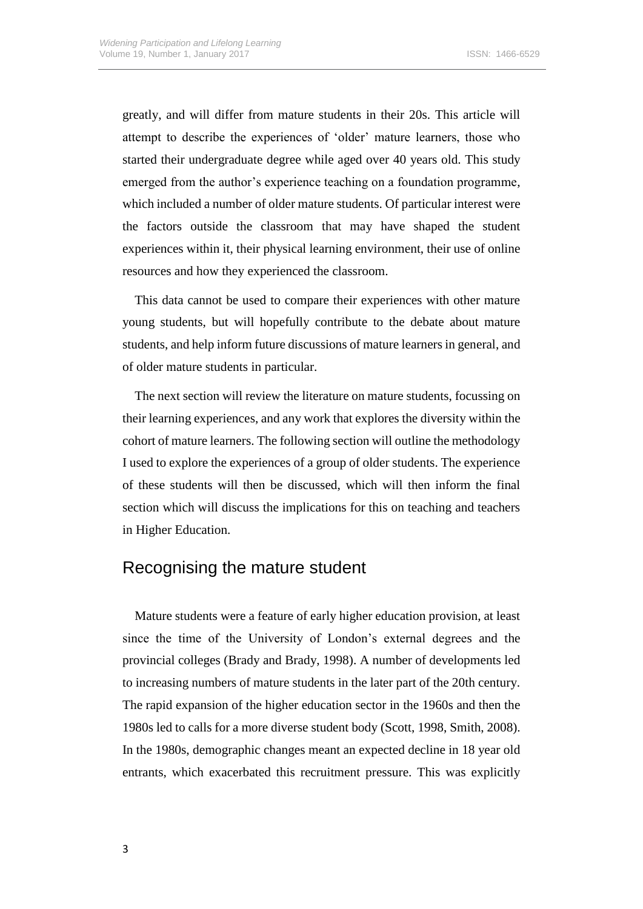greatly, and will differ from mature students in their 20s. This article will attempt to describe the experiences of 'older' mature learners, those who started their undergraduate degree while aged over 40 years old. This study emerged from the author's experience teaching on a foundation programme, which included a number of older mature students. Of particular interest were the factors outside the classroom that may have shaped the student experiences within it, their physical learning environment, their use of online resources and how they experienced the classroom.

This data cannot be used to compare their experiences with other mature young students, but will hopefully contribute to the debate about mature students, and help inform future discussions of mature learners in general, and of older mature students in particular.

The next section will review the literature on mature students, focussing on their learning experiences, and any work that explores the diversity within the cohort of mature learners. The following section will outline the methodology I used to explore the experiences of a group of older students. The experience of these students will then be discussed, which will then inform the final section which will discuss the implications for this on teaching and teachers in Higher Education.

## Recognising the mature student

Mature students were a feature of early higher education provision, at least since the time of the University of London's external degrees and the provincial colleges (Brady and Brady, 1998). A number of developments led to increasing numbers of mature students in the later part of the 20th century. The rapid expansion of the higher education sector in the 1960s and then the 1980s led to calls for a more diverse student body (Scott, 1998, Smith, 2008). In the 1980s, demographic changes meant an expected decline in 18 year old entrants, which exacerbated this recruitment pressure. This was explicitly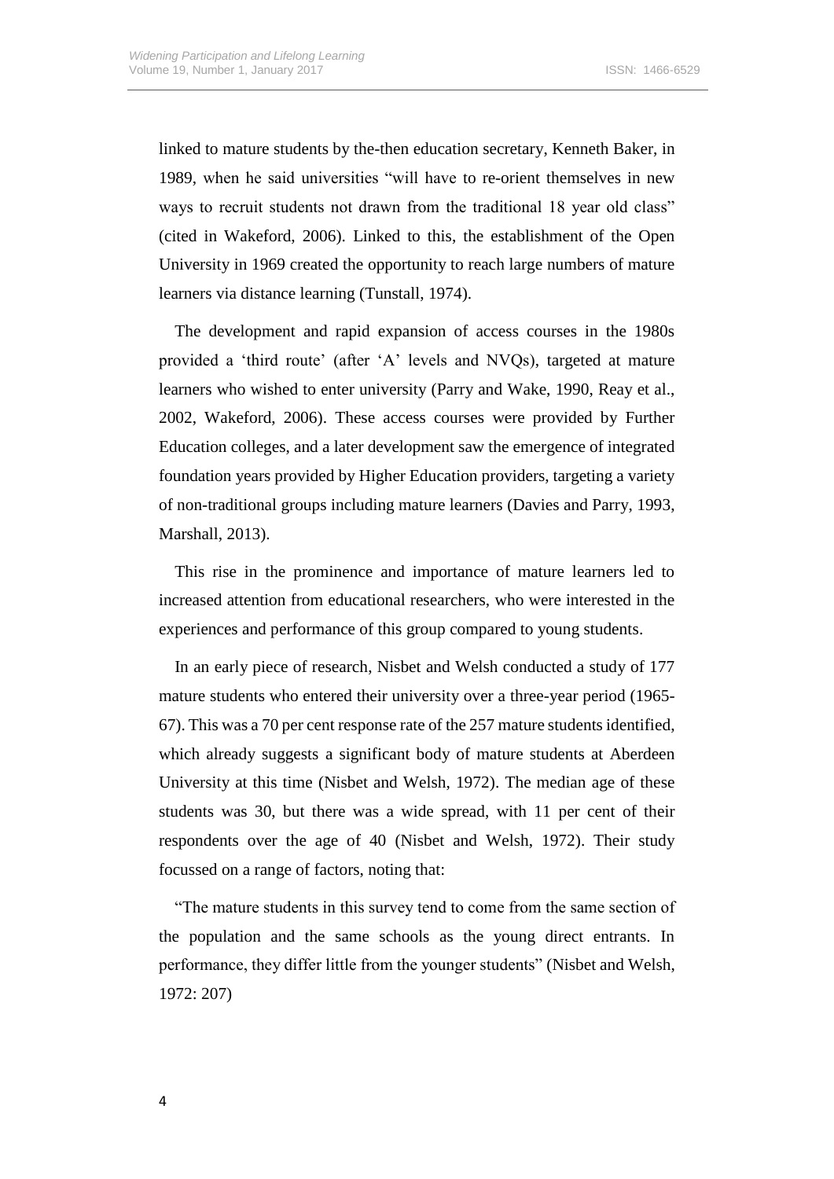linked to mature students by the-then education secretary, Kenneth Baker, in 1989, when he said universities "will have to re-orient themselves in new ways to recruit students not drawn from the traditional 18 year old class" (cited in Wakeford, 2006). Linked to this, the establishment of the Open University in 1969 created the opportunity to reach large numbers of mature learners via distance learning (Tunstall, 1974).

The development and rapid expansion of access courses in the 1980s provided a 'third route' (after 'A' levels and NVQs), targeted at mature learners who wished to enter university (Parry and Wake, 1990, Reay et al., 2002, Wakeford, 2006). These access courses were provided by Further Education colleges, and a later development saw the emergence of integrated foundation years provided by Higher Education providers, targeting a variety of non-traditional groups including mature learners (Davies and Parry, 1993, Marshall, 2013).

This rise in the prominence and importance of mature learners led to increased attention from educational researchers, who were interested in the experiences and performance of this group compared to young students.

In an early piece of research, Nisbet and Welsh conducted a study of 177 mature students who entered their university over a three-year period (1965-67). This was a 70 per cent response rate of the 257 mature students identified, which already suggests a significant body of mature students at Aberdeen University at this time (Nisbet and Welsh, 1972). The median age of these students was 30, but there was a wide spread, with 11 per cent of their respondents over the age of 40 (Nisbet and Welsh, 1972). Their study focussed on a range of factors, noting that:

"The mature students in this survey tend to come from the same section of the population and the same schools as the young direct entrants. In performance, they differ little from the younger students" (Nisbet and Welsh, 1972: 207)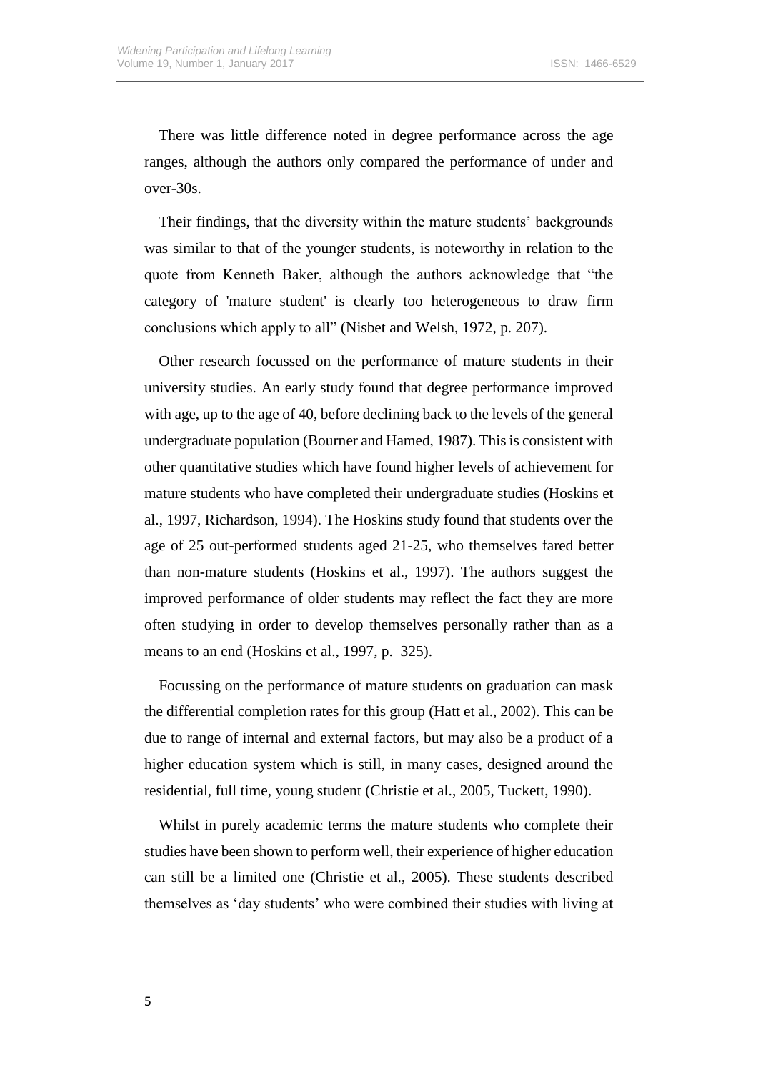There was little difference noted in degree performance across the age ranges, although the authors only compared the performance of under and over-30s.

Their findings, that the diversity within the mature students' backgrounds was similar to that of the younger students, is noteworthy in relation to the quote from Kenneth Baker, although the authors acknowledge that "the category of 'mature student' is clearly too heterogeneous to draw firm conclusions which apply to all" (Nisbet and Welsh, 1972, p. 207).

Other research focussed on the performance of mature students in their university studies. An early study found that degree performance improved with age, up to the age of 40, before declining back to the levels of the general undergraduate population (Bourner and Hamed, 1987). This is consistent with other quantitative studies which have found higher levels of achievement for mature students who have completed their undergraduate studies (Hoskins et al., 1997, Richardson, 1994). The Hoskins study found that students over the age of 25 out-performed students aged 21-25, who themselves fared better than non-mature students (Hoskins et al., 1997). The authors suggest the improved performance of older students may reflect the fact they are more often studying in order to develop themselves personally rather than as a means to an end (Hoskins et al., 1997, p. 325).

Focussing on the performance of mature students on graduation can mask the differential completion rates for this group (Hatt et al., 2002). This can be due to range of internal and external factors, but may also be a product of a higher education system which is still, in many cases, designed around the residential, full time, young student (Christie et al., 2005, Tuckett, 1990).

Whilst in purely academic terms the mature students who complete their studies have been shown to perform well, their experience of higher education can still be a limited one (Christie et al., 2005). These students described themselves as 'day students' who were combined their studies with living at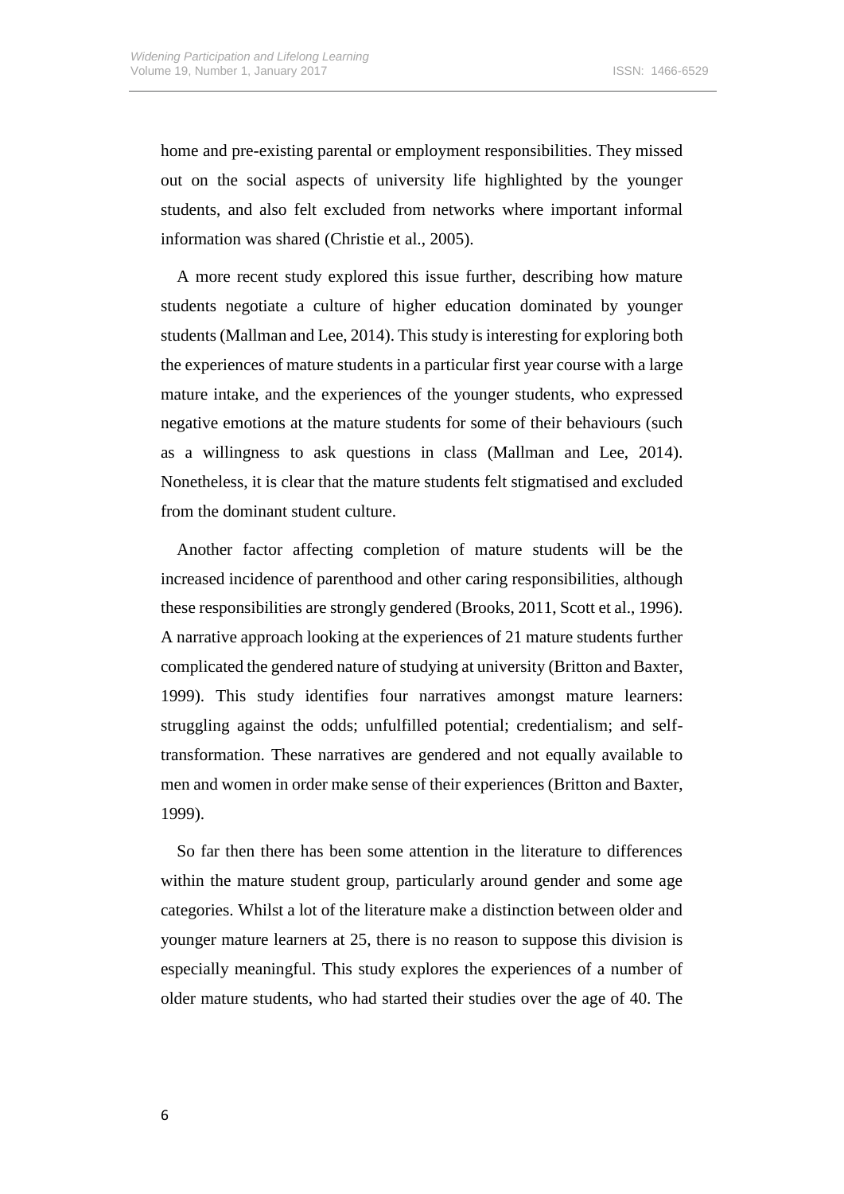home and pre-existing parental or employment responsibilities. They missed out on the social aspects of university life highlighted by the younger students, and also felt excluded from networks where important informal information was shared (Christie et al., 2005).

A more recent study explored this issue further, describing how mature students negotiate a culture of higher education dominated by younger students (Mallman and Lee, 2014). This study is interesting for exploring both the experiences of mature students in a particular first year course with a large mature intake, and the experiences of the younger students, who expressed negative emotions at the mature students for some of their behaviours (such as a willingness to ask questions in class (Mallman and Lee, 2014). Nonetheless, it is clear that the mature students felt stigmatised and excluded from the dominant student culture.

Another factor affecting completion of mature students will be the increased incidence of parenthood and other caring responsibilities, although these responsibilities are strongly gendered (Brooks, 2011, Scott et al., 1996). A narrative approach looking at the experiences of 21 mature students further complicated the gendered nature of studying at university (Britton and Baxter, 1999). This study identifies four narratives amongst mature learners: struggling against the odds; unfulfilled potential; credentialism; and self-transformation. These narratives are gendered and not equally available to men and women in order make sense of their experiences (Britton and Baxter, 1999).

So far then there has been some attention in the literature to differences within the mature student group, particularly around gender and some age categories. Whilst a lot of the literature make a distinction between older and younger mature learners at 25, there is no reason to suppose this division is especially meaningful. This study explores the experiences of a number of older mature students, who had started their studies over the age of 40. The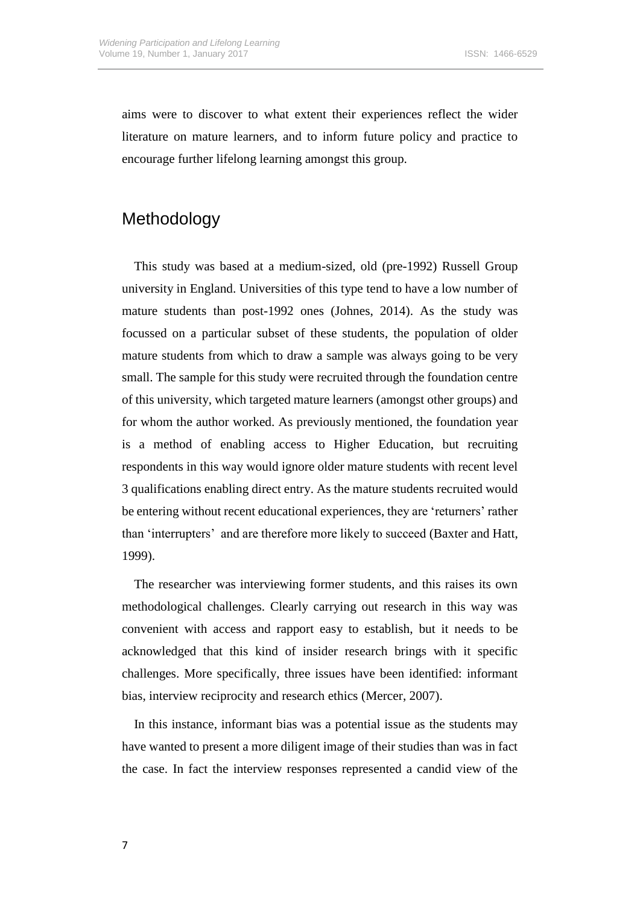aims were to discover to what extent their experiences reflect the wider literature on mature learners, and to inform future policy and practice to encourage further lifelong learning amongst this group.

## Methodology

This study was based at a medium-sized, old (pre-1992) Russell Group university in England. Universities of this type tend to have a low number of mature students than post-1992 ones (Johnes, 2014). As the study was focussed on a particular subset of these students, the population of older mature students from which to draw a sample was always going to be very small. The sample for this study were recruited through the foundation centre of this university, which targeted mature learners (amongst other groups) and for whom the author worked. As previously mentioned, the foundation year is a method of enabling access to Higher Education, but recruiting respondents in this way would ignore older mature students with recent level 3 qualifications enabling direct entry. As the mature students recruited would be entering without recent educational experiences, they are 'returners' rather than 'interrupters' and are therefore more likely to succeed (Baxter and Hatt, 1999).

The researcher was interviewing former students, and this raises its own methodological challenges. Clearly carrying out research in this way was convenient with access and rapport easy to establish, but it needs to be acknowledged that this kind of insider research brings with it specific challenges. More specifically, three issues have been identified: informant bias, interview reciprocity and research ethics (Mercer, 2007).

In this instance, informant bias was a potential issue as the students may have wanted to present a more diligent image of their studies than was in fact the case. In fact the interview responses represented a candid view of the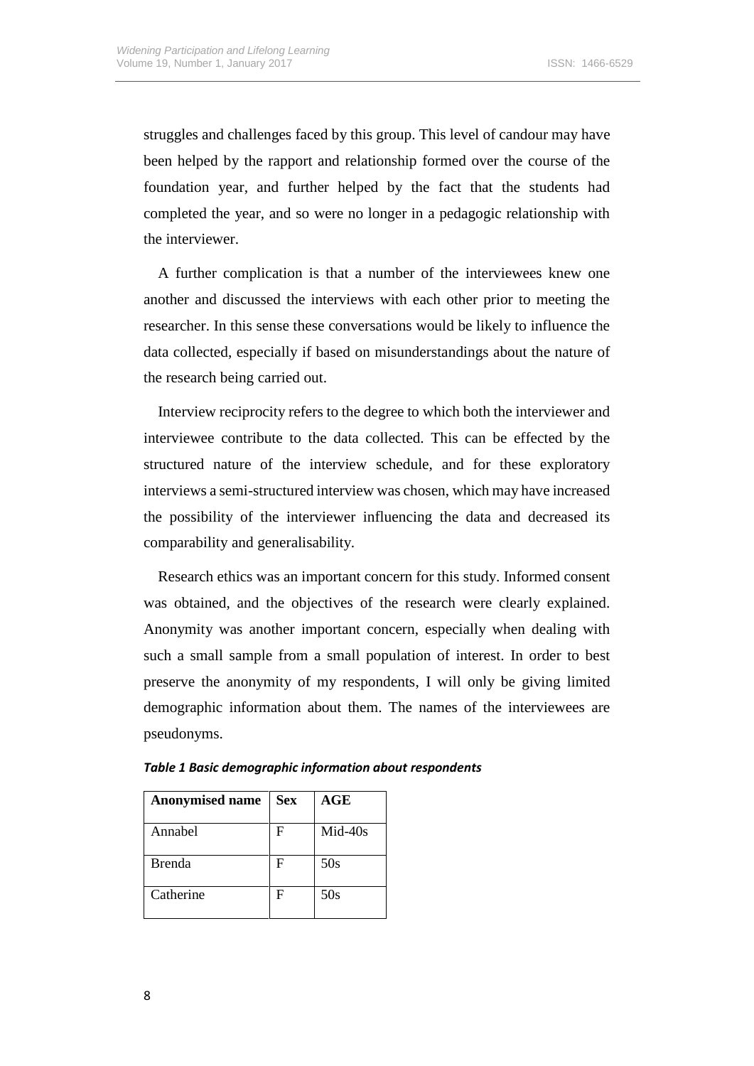struggles and challenges faced by this group. This level of candour may have been helped by the rapport and relationship formed over the course of the foundation year, and further helped by the fact that the students had completed the year, and so were no longer in a pedagogic relationship with the interviewer.

A further complication is that a number of the interviewees knew one another and discussed the interviews with each other prior to meeting the researcher. In this sense these conversations would be likely to influence the data collected, especially if based on misunderstandings about the nature of the research being carried out.

Interview reciprocity refers to the degree to which both the interviewer and interviewee contribute to the data collected. This can be effected by the structured nature of the interview schedule, and for these exploratory interviews a semi-structured interview was chosen, which may have increased the possibility of the interviewer influencing the data and decreased its comparability and generalisability.

Research ethics was an important concern for this study. Informed consent was obtained, and the objectives of the research were clearly explained. Anonymity was another important concern, especially when dealing with such a small sample from a small population of interest. In order to best preserve the anonymity of my respondents, I will only be giving limited demographic information about them. The names of the interviewees are pseudonyms.

***Table 1 Basic demographic information about respondents***

| Anonymised name | Sex | AGE |
|---|---|---|
| Annabel | F | Mid-40s |
| Brenda | F | 50s |
| Catherine | F | 50s |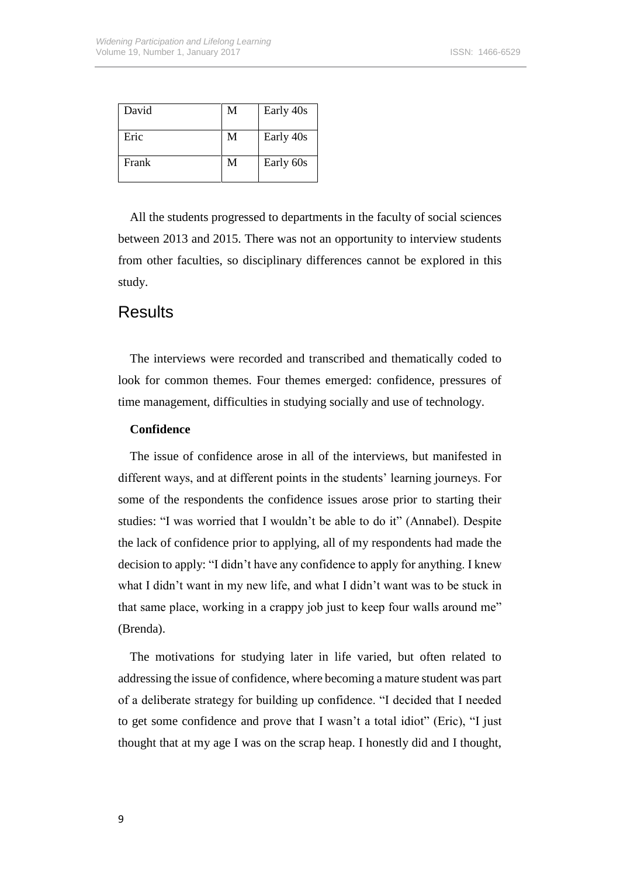| David | M | Early 40s |
|---|---|---|
| Eric | M | Early 40s |
| Frank | M | Early 60s |

All the students progressed to departments in the faculty of social sciences between 2013 and 2015. There was not an opportunity to interview students from other faculties, so disciplinary differences cannot be explored in this study.

## Results

The interviews were recorded and transcribed and thematically coded to look for common themes. Four themes emerged: confidence, pressures of time management, difficulties in studying socially and use of technology.

### Confidence

The issue of confidence arose in all of the interviews, but manifested in different ways, and at different points in the students' learning journeys. For some of the respondents the confidence issues arose prior to starting their studies: "I was worried that I wouldn't be able to do it" (Annabel). Despite the lack of confidence prior to applying, all of my respondents had made the decision to apply: "I didn't have any confidence to apply for anything. I knew what I didn't want in my new life, and what I didn't want was to be stuck in that same place, working in a crappy job just to keep four walls around me" (Brenda).

The motivations for studying later in life varied, but often related to addressing the issue of confidence, where becoming a mature student was part of a deliberate strategy for building up confidence. "I decided that I needed to get some confidence and prove that I wasn't a total idiot" (Eric), "I just thought that at my age I was on the scrap heap. I honestly did and I thought,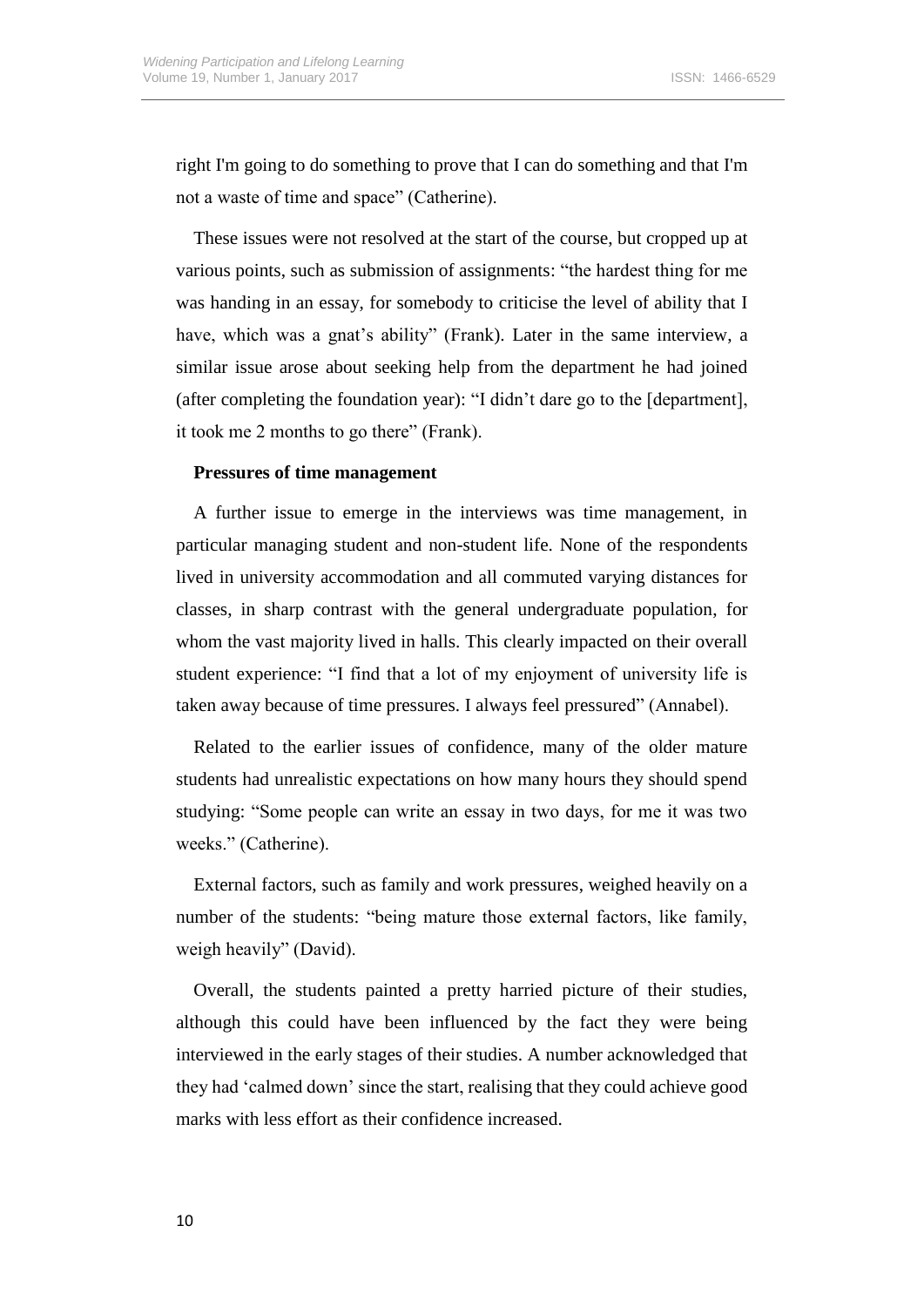right I'm going to do something to prove that I can do something and that I'm not a waste of time and space" (Catherine).

These issues were not resolved at the start of the course, but cropped up at various points, such as submission of assignments: "the hardest thing for me was handing in an essay, for somebody to criticise the level of ability that I have, which was a gnat's ability" (Frank). Later in the same interview, a similar issue arose about seeking help from the department he had joined (after completing the foundation year): "I didn't dare go to the [department], it took me 2 months to go there" (Frank).

**Pressures of time management**

A further issue to emerge in the interviews was time management, in particular managing student and non-student life. None of the respondents lived in university accommodation and all commuted varying distances for classes, in sharp contrast with the general undergraduate population, for whom the vast majority lived in halls. This clearly impacted on their overall student experience: "I find that a lot of my enjoyment of university life is taken away because of time pressures. I always feel pressured" (Annabel).

Related to the earlier issues of confidence, many of the older mature students had unrealistic expectations on how many hours they should spend studying: "Some people can write an essay in two days, for me it was two weeks." (Catherine).

External factors, such as family and work pressures, weighed heavily on a number of the students: "being mature those external factors, like family, weigh heavily" (David).

Overall, the students painted a pretty harried picture of their studies, although this could have been influenced by the fact they were being interviewed in the early stages of their studies. A number acknowledged that they had 'calmed down' since the start, realising that they could achieve good marks with less effort as their confidence increased.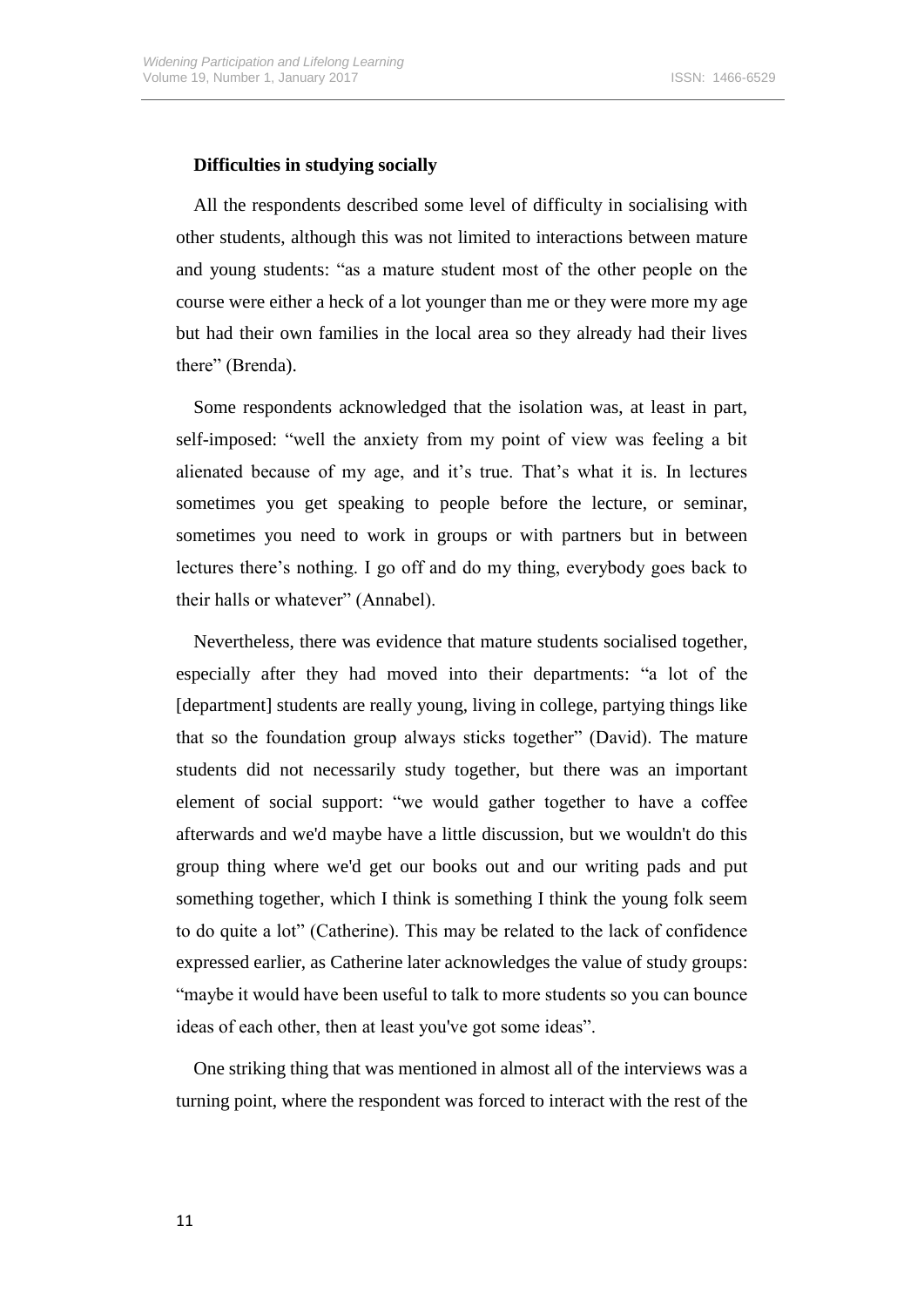**Difficulties in studying socially**

All the respondents described some level of difficulty in socialising with other students, although this was not limited to interactions between mature and young students: “as a mature student most of the other people on the course were either a heck of a lot younger than me or they were more my age but had their own families in the local area so they already had their lives there” (Brenda).

Some respondents acknowledged that the isolation was, at least in part, self-imposed: “well the anxiety from my point of view was feeling a bit alienated because of my age, and it’s true. That’s what it is. In lectures sometimes you get speaking to people before the lecture, or seminar, sometimes you need to work in groups or with partners but in between lectures there’s nothing. I go off and do my thing, everybody goes back to their halls or whatever” (Annabel).

Nevertheless, there was evidence that mature students socialised together, especially after they had moved into their departments: “a lot of the [department] students are really young, living in college, partying things like that so the foundation group always sticks together” (David). The mature students did not necessarily study together, but there was an important element of social support: “we would gather together to have a coffee afterwards and we'd maybe have a little discussion, but we wouldn't do this group thing where we'd get our books out and our writing pads and put something together, which I think is something I think the young folk seem to do quite a lot” (Catherine). This may be related to the lack of confidence expressed earlier, as Catherine later acknowledges the value of study groups: “maybe it would have been useful to talk to more students so you can bounce ideas of each other, then at least you've got some ideas”.

One striking thing that was mentioned in almost all of the interviews was a turning point, where the respondent was forced to interact with the rest of the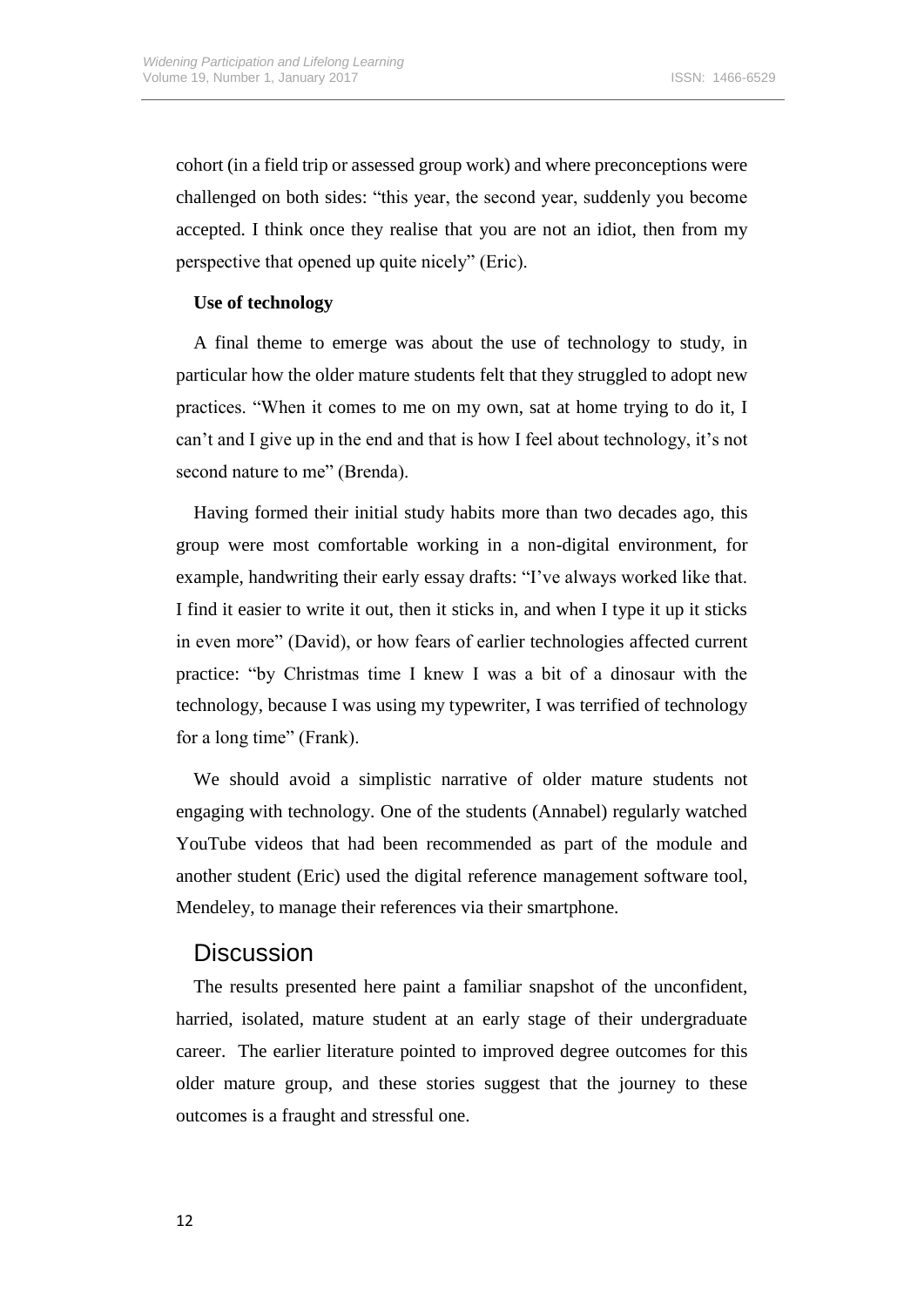cohort (in a field trip or assessed group work) and where preconceptions were challenged on both sides: "this year, the second year, suddenly you become accepted. I think once they realise that you are not an idiot, then from my perspective that opened up quite nicely" (Eric).

### Use of technology

A final theme to emerge was about the use of technology to study, in particular how the older mature students felt that they struggled to adopt new practices. "When it comes to me on my own, sat at home trying to do it, I can't and I give up in the end and that is how I feel about technology, it's not second nature to me" (Brenda).

Having formed their initial study habits more than two decades ago, this group were most comfortable working in a non-digital environment, for example, handwriting their early essay drafts: "I've always worked like that. I find it easier to write it out, then it sticks in, and when I type it up it sticks in even more" (David), or how fears of earlier technologies affected current practice: "by Christmas time I knew I was a bit of a dinosaur with the technology, because I was using my typewriter, I was terrified of technology for a long time" (Frank).

We should avoid a simplistic narrative of older mature students not engaging with technology. One of the students (Annabel) regularly watched YouTube videos that had been recommended as part of the module and another student (Eric) used the digital reference management software tool, Mendeley, to manage their references via their smartphone.

## Discussion

The results presented here paint a familiar snapshot of the unconfident, harried, isolated, mature student at an early stage of their undergraduate career. The earlier literature pointed to improved degree outcomes for this older mature group, and these stories suggest that the journey to these outcomes is a fraught and stressful one.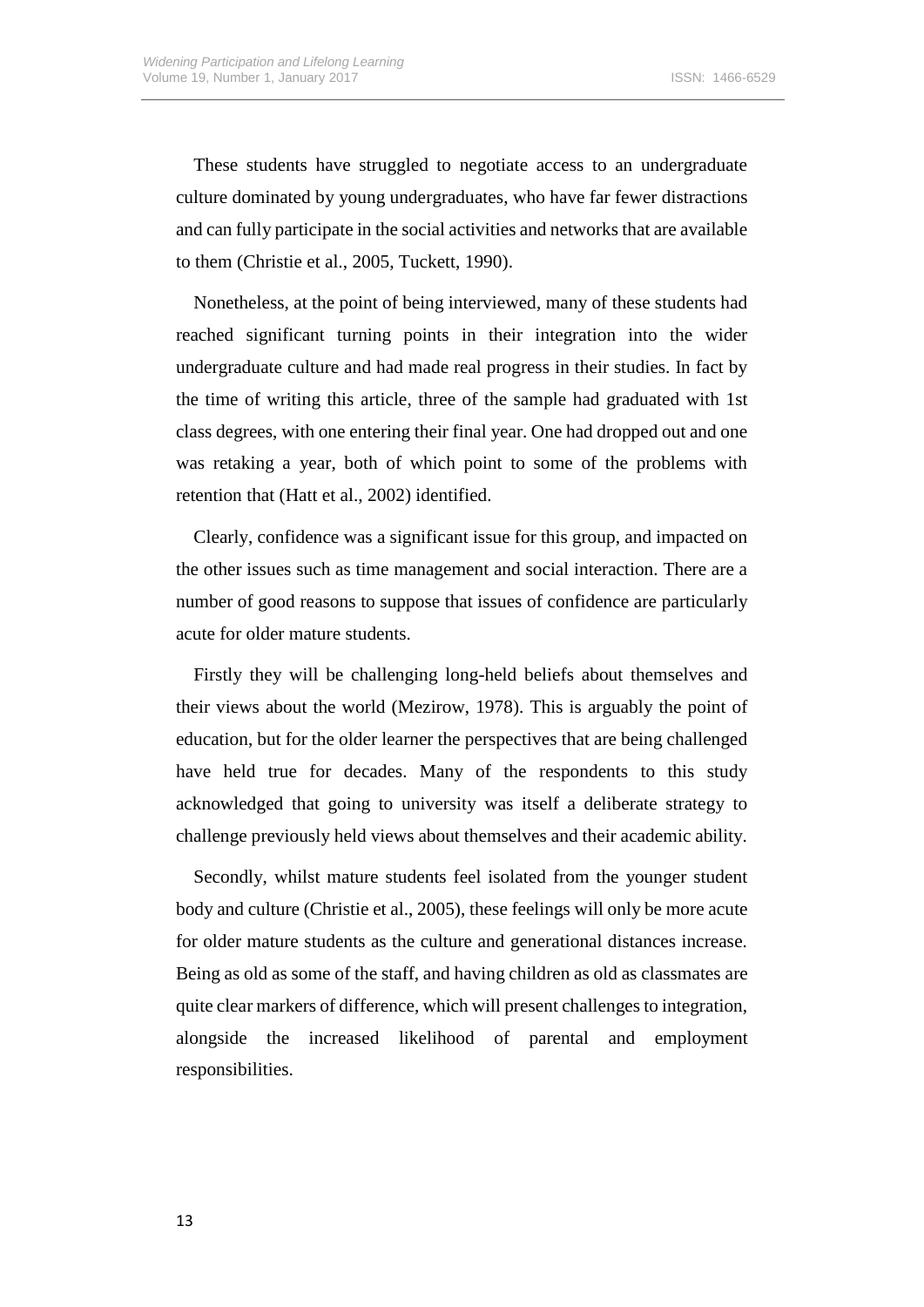These students have struggled to negotiate access to an undergraduate culture dominated by young undergraduates, who have far fewer distractions and can fully participate in the social activities and networks that are available to them (Christie et al., 2005, Tuckett, 1990).

Nonetheless, at the point of being interviewed, many of these students had reached significant turning points in their integration into the wider undergraduate culture and had made real progress in their studies. In fact by the time of writing this article, three of the sample had graduated with 1st class degrees, with one entering their final year. One had dropped out and one was retaking a year, both of which point to some of the problems with retention that (Hatt et al., 2002) identified.

Clearly, confidence was a significant issue for this group, and impacted on the other issues such as time management and social interaction. There are a number of good reasons to suppose that issues of confidence are particularly acute for older mature students.

Firstly they will be challenging long-held beliefs about themselves and their views about the world (Mezirow, 1978). This is arguably the point of education, but for the older learner the perspectives that are being challenged have held true for decades. Many of the respondents to this study acknowledged that going to university was itself a deliberate strategy to challenge previously held views about themselves and their academic ability.

Secondly, whilst mature students feel isolated from the younger student body and culture (Christie et al., 2005), these feelings will only be more acute for older mature students as the culture and generational distances increase. Being as old as some of the staff, and having children as old as classmates are quite clear markers of difference, which will present challenges to integration, alongside the increased likelihood of parental and employment responsibilities.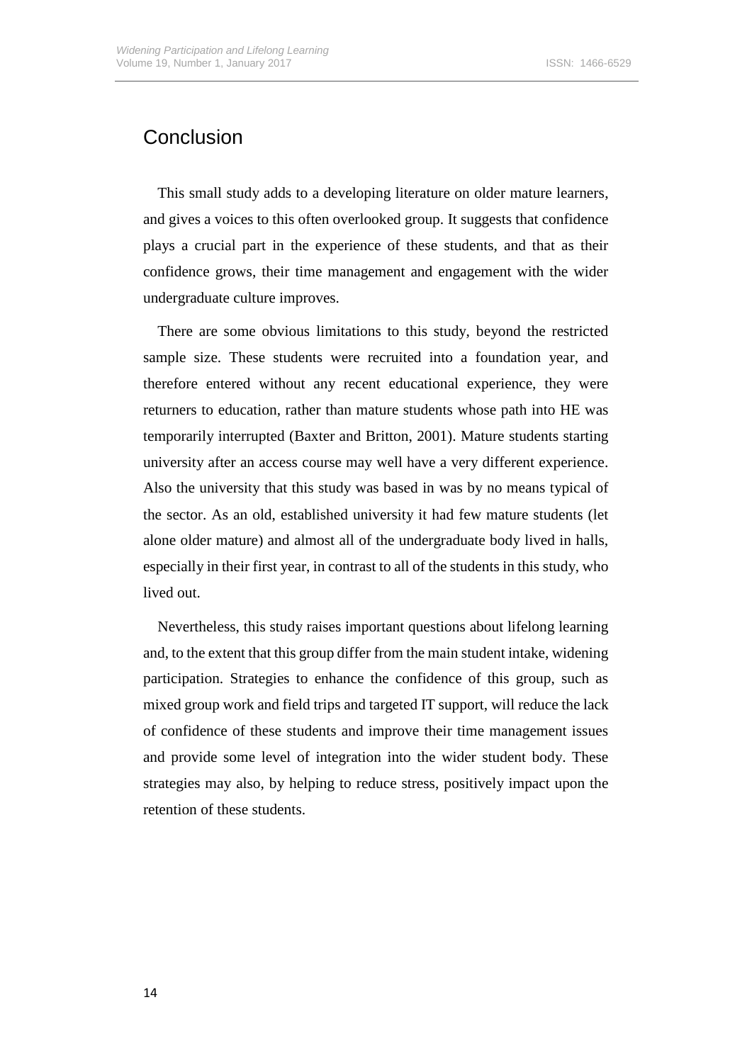# Conclusion

This small study adds to a developing literature on older mature learners, and gives a voices to this often overlooked group. It suggests that confidence plays a crucial part in the experience of these students, and that as their confidence grows, their time management and engagement with the wider undergraduate culture improves.

There are some obvious limitations to this study, beyond the restricted sample size. These students were recruited into a foundation year, and therefore entered without any recent educational experience, they were returners to education, rather than mature students whose path into HE was temporarily interrupted (Baxter and Britton, 2001). Mature students starting university after an access course may well have a very different experience. Also the university that this study was based in was by no means typical of the sector. As an old, established university it had few mature students (let alone older mature) and almost all of the undergraduate body lived in halls, especially in their first year, in contrast to all of the students in this study, who lived out.

Nevertheless, this study raises important questions about lifelong learning and, to the extent that this group differ from the main student intake, widening participation. Strategies to enhance the confidence of this group, such as mixed group work and field trips and targeted IT support, will reduce the lack of confidence of these students and improve their time management issues and provide some level of integration into the wider student body. These strategies may also, by helping to reduce stress, positively impact upon the retention of these students.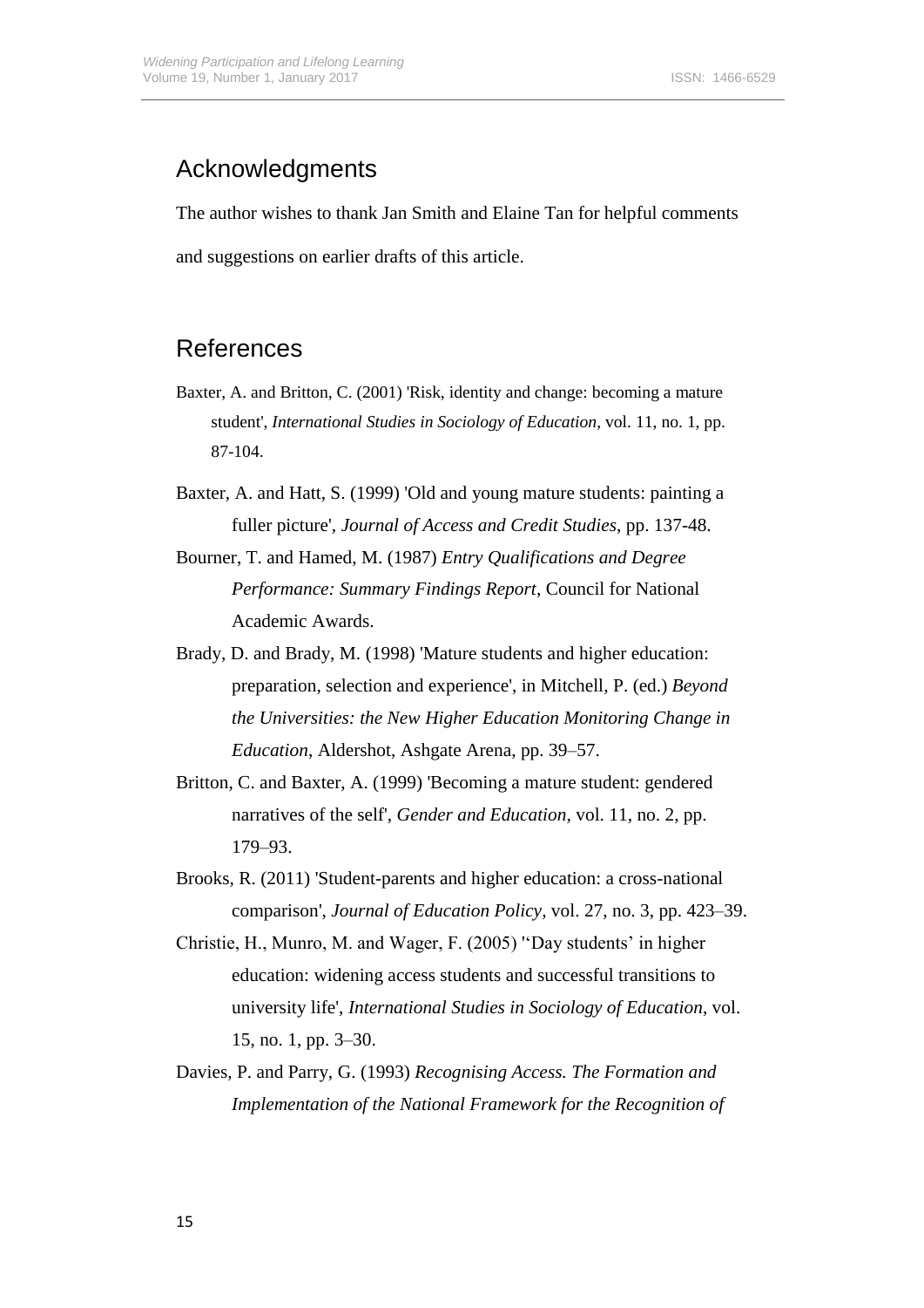## Acknowledgments

The author wishes to thank Jan Smith and Elaine Tan for helpful comments and suggestions on earlier drafts of this article.

## References

Baxter, A. and Britton, C. (2001) 'Risk, identity and change: becoming a mature student', *International Studies in Sociology of Education*, vol. 11, no. 1, pp. 87-104.

Baxter, A. and Hatt, S. (1999) 'Old and young mature students: painting a fuller picture', *Journal of Access and Credit Studies*, pp. 137-48.

Bourner, T. and Hamed, M. (1987) *Entry Qualifications and Degree Performance: Summary Findings Report*, Council for National Academic Awards.

Brady, D. and Brady, M. (1998) 'Mature students and higher education: preparation, selection and experience', in Mitchell, P. (ed.) *Beyond the Universities: the New Higher Education Monitoring Change in Education*, Aldershot, Ashgate Arena, pp. 39–57.

Britton, C. and Baxter, A. (1999) 'Becoming a mature student: gendered narratives of the self', *Gender and Education*, vol. 11, no. 2, pp. 179–93.

Brooks, R. (2011) 'Student-parents and higher education: a cross-national comparison', *Journal of Education Policy*, vol. 27, no. 3, pp. 423–39.

Christie, H., Munro, M. and Wager, F. (2005) ''Day students' in higher education: widening access students and successful transitions to university life', *International Studies in Sociology of Education*, vol. 15, no. 1, pp. 3–30.

Davies, P. and Parry, G. (1993) *Recognising Access. The Formation and Implementation of the National Framework for the Recognition of*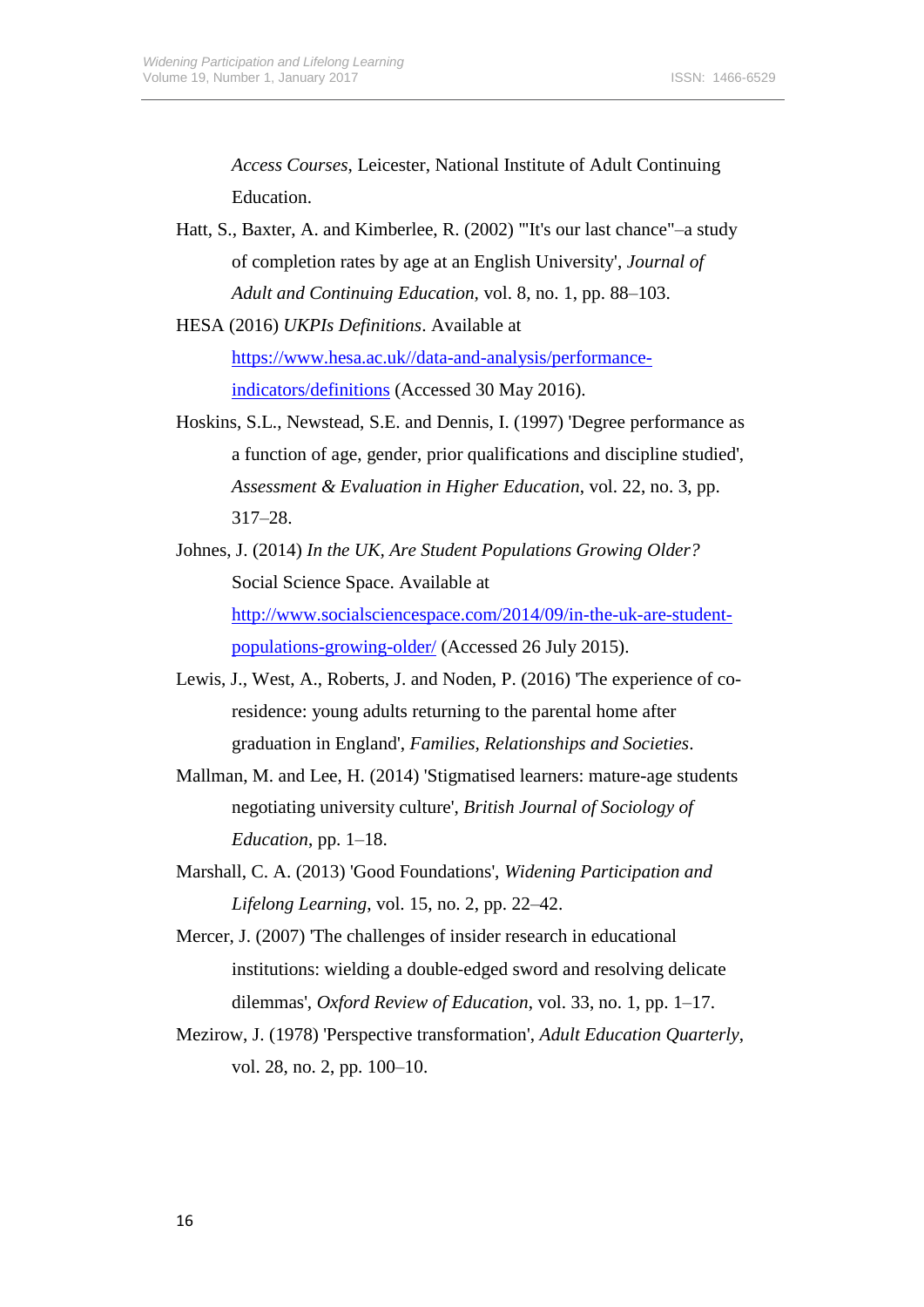*Access Courses*, Leicester, National Institute of Adult Continuing Education.

Hatt, S., Baxter, A. and Kimberlee, R. (2002) '"It's our last chance"–a study of completion rates by age at an English University', *Journal of Adult and Continuing Education*, vol. 8, no. 1, pp. 88–103.

HESA (2016) *UKPIs Definitions*. Available at [https://www.hesa.ac.uk//data-and-analysis/performance-indicators/definitions](https://www.hesa.ac.uk//data-and-analysis/performance-indicators/definitions) (Accessed 30 May 2016).

Hoskins, S.L., Newstead, S.E. and Dennis, I. (1997) 'Degree performance as a function of age, gender, prior qualifications and discipline studied', *Assessment & Evaluation in Higher Education*, vol. 22, no. 3, pp. 317–28.

Johnes, J. (2014) *In the UK, Are Student Populations Growing Older?* Social Science Space. Available at [http://www.socialsciencespace.com/2014/09/in-the-uk-are-student-populations-growing-older/](http://www.socialsciencespace.com/2014/09/in-the-uk-are-student-populations-growing-older/) (Accessed 26 July 2015).

Lewis, J., West, A., Roberts, J. and Noden, P. (2016) 'The experience of co-residence: young adults returning to the parental home after graduation in England', *Families, Relationships and Societies*.

Mallman, M. and Lee, H. (2014) 'Stigmatised learners: mature-age students negotiating university culture', *British Journal of Sociology of Education*, pp. 1–18.

Marshall, C. A. (2013) 'Good Foundations', *Widening Participation and Lifelong Learning*, vol. 15, no. 2, pp. 22–42.

Mercer, J. (2007) 'The challenges of insider research in educational institutions: wielding a double-edged sword and resolving delicate dilemmas', *Oxford Review of Education*, vol. 33, no. 1, pp. 1–17.

Mezirow, J. (1978) 'Perspective transformation', *Adult Education Quarterly*, vol. 28, no. 2, pp. 100–10.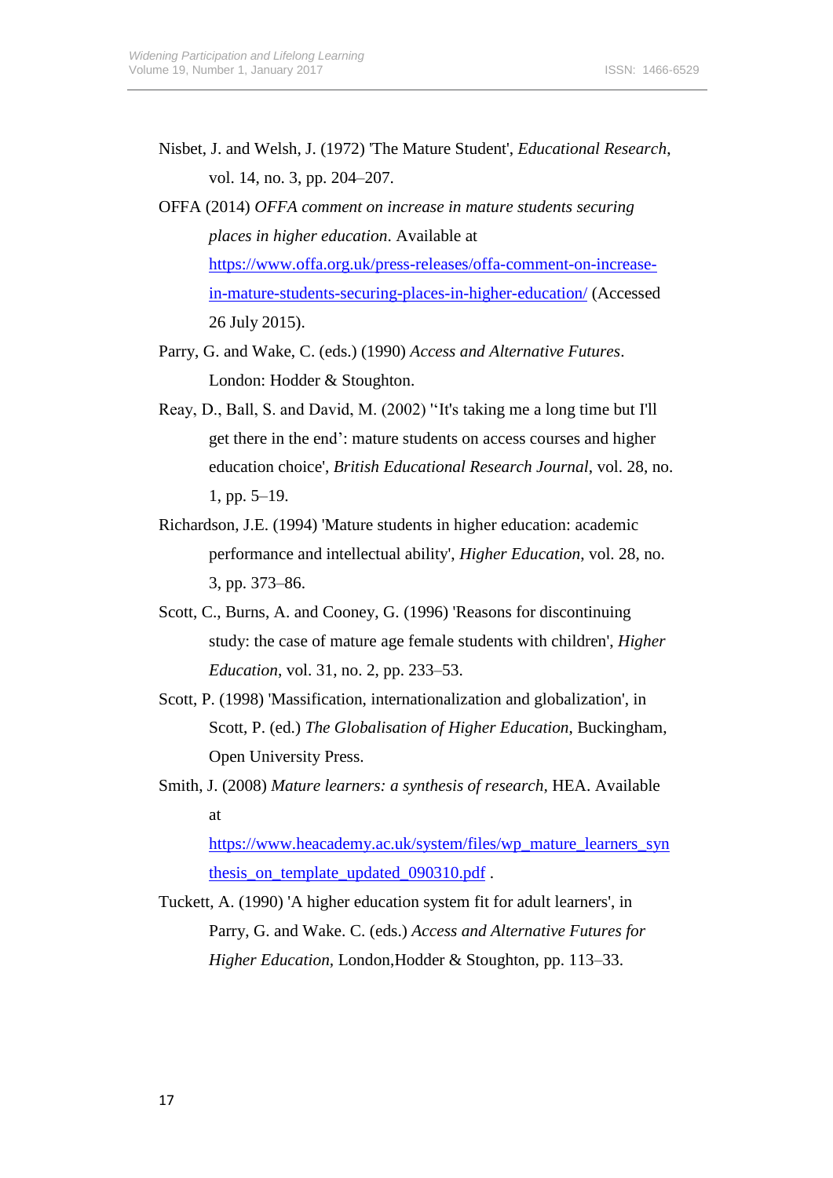Nisbet, J. and Welsh, J. (1972) 'The Mature Student', *Educational Research*, vol. 14, no. 3, pp. 204–207.

OFFA (2014) *OFFA comment on increase in mature students securing places in higher education*. Available at [https://www.offa.org.uk/press-releases/offa-comment-on-increase-in-mature-students-securing-places-in-higher-education/](https://www.offa.org.uk/press-releases/offa-comment-on-increase-in-mature-students-securing-places-in-higher-education/) (Accessed 26 July 2015).

Parry, G. and Wake, C. (eds.) (1990) *Access and Alternative Futures*. London: Hodder & Stoughton.

Reay, D., Ball, S. and David, M. (2002) ''It's taking me a long time but I'll get there in the end': mature students on access courses and higher education choice', *British Educational Research Journal*, vol. 28, no. 1, pp. 5–19.

Richardson, J.E. (1994) 'Mature students in higher education: academic performance and intellectual ability', *Higher Education*, vol. 28, no. 3, pp. 373–86.

Scott, C., Burns, A. and Cooney, G. (1996) 'Reasons for discontinuing study: the case of mature age female students with children', *Higher Education*, vol. 31, no. 2, pp. 233–53.

Scott, P. (1998) 'Massification, internationalization and globalization', in Scott, P. (ed.) *The Globalisation of Higher Education*, Buckingham, Open University Press.

Smith, J. (2008) *Mature learners: a synthesis of research*, HEA. Available at [https://www.heacademy.ac.uk/system/files/wp_mature_learners_synthesis_on_template_updated_090310.pdf](https://www.heacademy.ac.uk/system/files/wp_mature_learners_synthesis_on_template_updated_090310.pdf) .

Tuckett, A. (1990) 'A higher education system fit for adult learners', in Parry, G. and Wake. C. (eds.) *Access and Alternative Futures for Higher Education*, London,Hodder & Stoughton, pp. 113–33.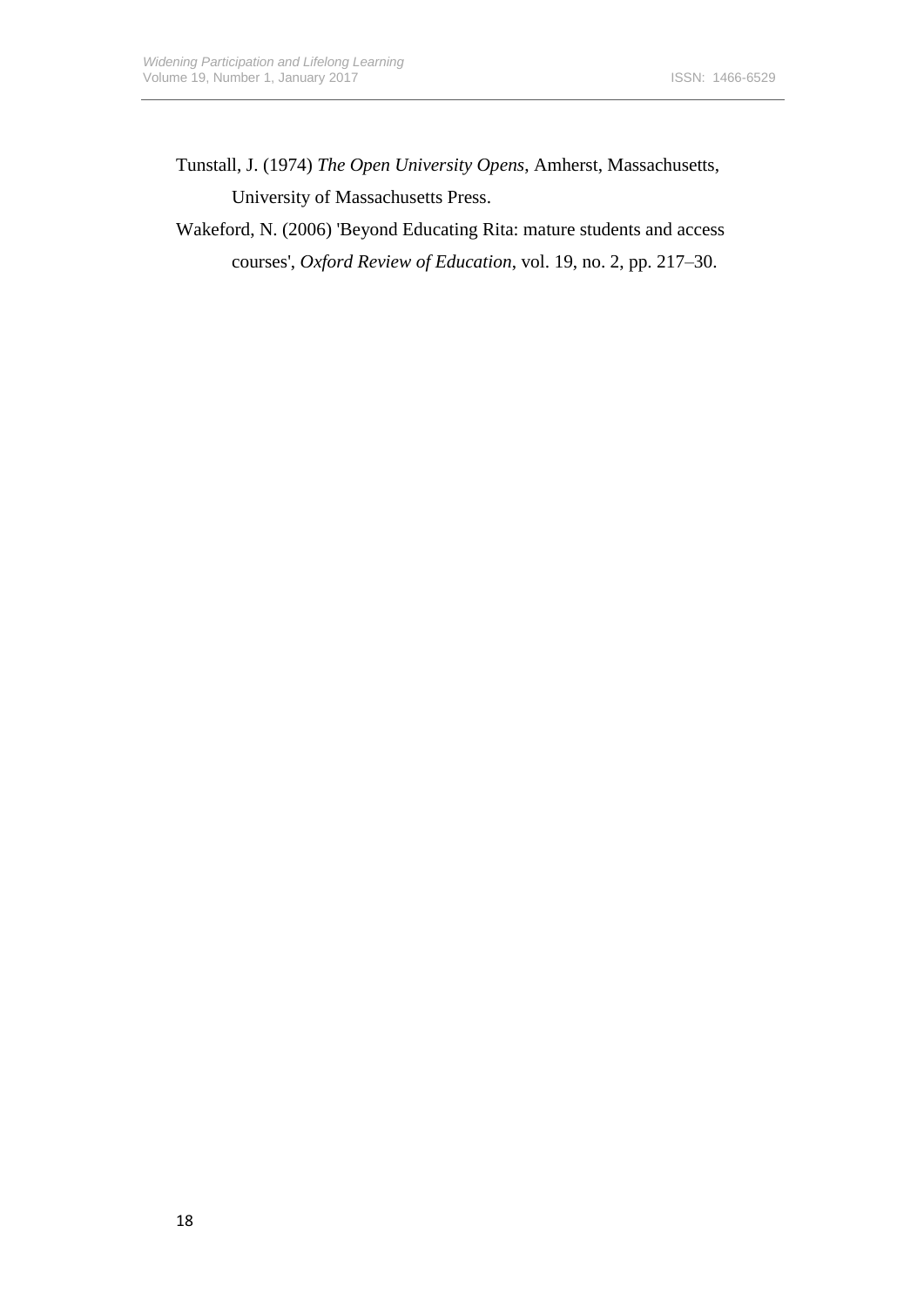Tunstall, J. (1974) *The Open University Opens*, Amherst, Massachusetts, University of Massachusetts Press.

Wakeford, N. (2006) 'Beyond Educating Rita: mature students and access courses', *Oxford Review of Education*, vol. 19, no. 2, pp. 217–30.